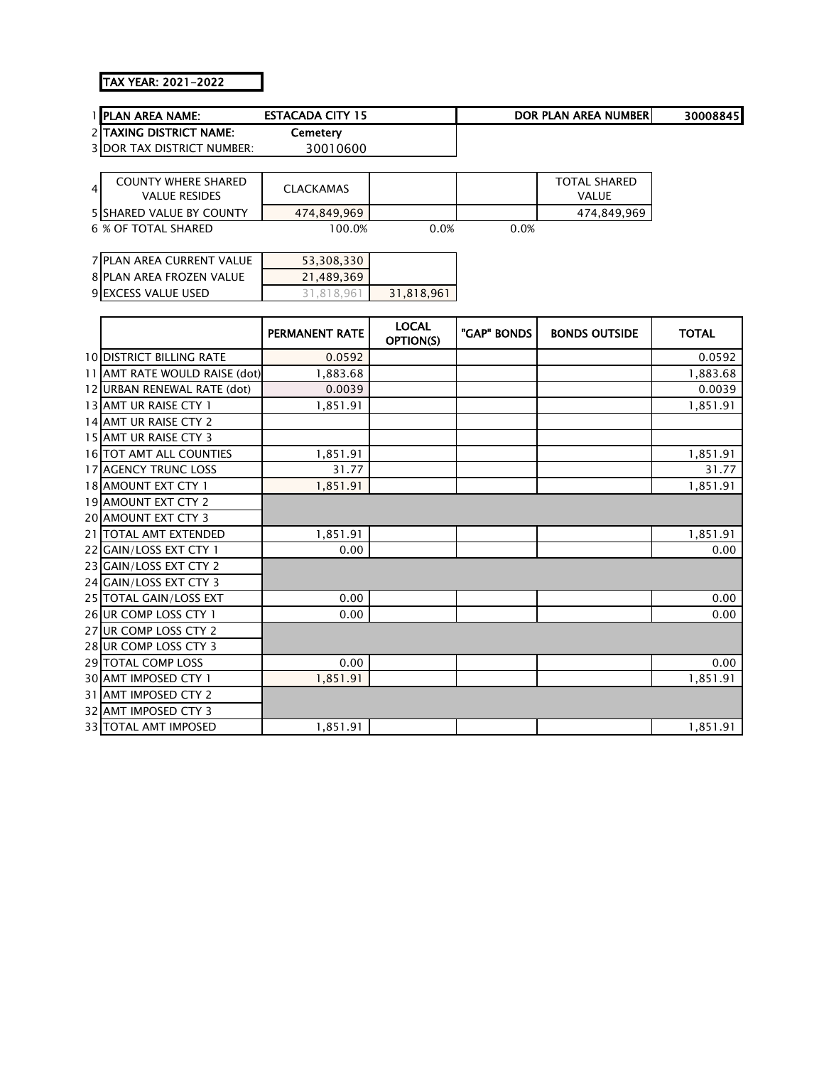**TAX YEAR: 2021-2022**

| | | | | | | |
|---|---|---|---|---|---|---|
| 1 | **PLAN AREA NAME:** | **ESTACADA CITY 15** | | | **DOR PLAN AREA NUMBER** | **30008845** |
| 2 | **TAXING DISTRICT NAME:** | **Cemetery** | | | | |
| 3 | DOR TAX DISTRICT NUMBER: | 30010600 | | | | |

| | | | | | |
|---|---|---|---|---|---|
| 4 | COUNTY WHERE SHARED VALUE RESIDES | CLACKAMAS | | | TOTAL SHARED VALUE |
| 5 | SHARED VALUE BY COUNTY | 474,849,969 | | | 474,849,969 |
| 6 | % OF TOTAL SHARED | 100.0% | 0.0% | 0.0% | |

| | | | |
|---|---|---|---|
| 7 | PLAN AREA CURRENT VALUE | 53,308,330 | |
| 8 | PLAN AREA FROZEN VALUE | 21,489,369 | |
| 9 | EXCESS VALUE USED | 31,818,961 | 31,818,961 |

| | | PERMANENT RATE | LOCAL OPTION(S) | "GAP" BONDS | BONDS OUTSIDE | TOTAL |
|---|---|---|---|---|---|---|
| 10 | DISTRICT BILLING RATE | 0.0592 | | | | 0.0592 |
| 11 | AMT RATE WOULD RAISE (dot) | 1,883.68 | | | | 1,883.68 |
| 12 | URBAN RENEWAL RATE (dot) | 0.0039 | | | | 0.0039 |
| 13 | AMT UR RAISE CTY 1 | 1,851.91 | | | | 1,851.91 |
| 14 | AMT UR RAISE CTY 2 | | | | | |
| 15 | AMT UR RAISE CTY 3 | | | | | |
| 16 | TOT AMT ALL COUNTIES | 1,851.91 | | | | 1,851.91 |
| 17 | AGENCY TRUNC LOSS | 31.77 | | | | 31.77 |
| 18 | AMOUNT EXT CTY 1 | 1,851.91 | | | | 1,851.91 |
| 19 | AMOUNT EXT CTY 2 | | | | | |
| 20 | AMOUNT EXT CTY 3 | | | | | |
| 21 | TOTAL AMT EXTENDED | 1,851.91 | | | | 1,851.91 |
| 22 | GAIN/LOSS EXT CTY 1 | 0.00 | | | | 0.00 |
| 23 | GAIN/LOSS EXT CTY 2 | | | | | |
| 24 | GAIN/LOSS EXT CTY 3 | | | | | |
| 25 | TOTAL GAIN/LOSS EXT | 0.00 | | | | 0.00 |
| 26 | UR COMP LOSS CTY 1 | 0.00 | | | | 0.00 |
| 27 | UR COMP LOSS CTY 2 | | | | | |
| 28 | UR COMP LOSS CTY 3 | | | | | |
| 29 | TOTAL COMP LOSS | 0.00 | | | | 0.00 |
| 30 | AMT IMPOSED CTY 1 | 1,851.91 | | | | 1,851.91 |
| 31 | AMT IMPOSED CTY 2 | | | | | |
| 32 | AMT IMPOSED CTY 3 | | | | | |
| 33 | TOTAL AMT IMPOSED | 1,851.91 | | | | 1,851.91 |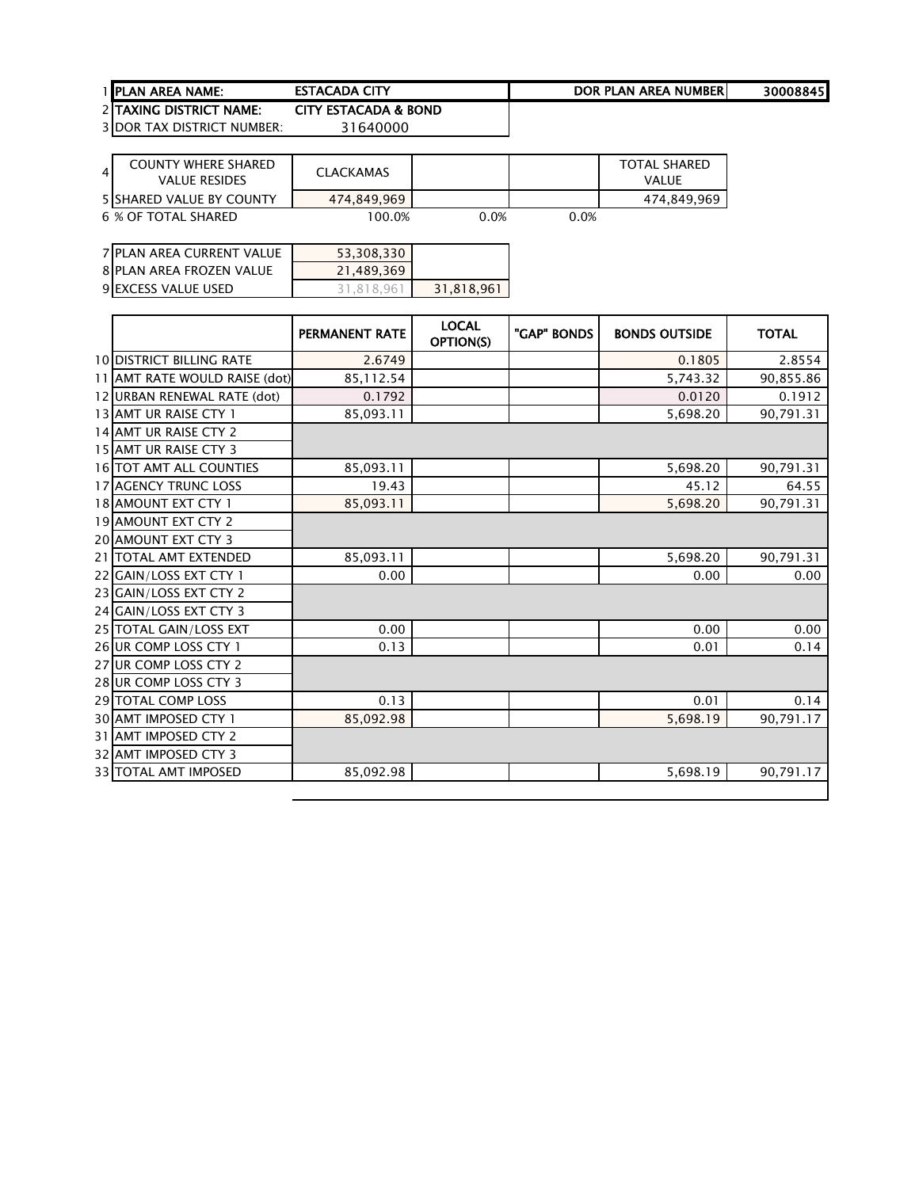| | | | | | |
|---|---|---|---|---|---|
| 1 | PLAN AREA NAME: | ESTACADA CITY | | DOR PLAN AREA NUMBER | 30008845 |
| 2 | TAXING DISTRICT NAME: | CITY ESTACADA & BOND | | | |
| 3 | DOR TAX DISTRICT NUMBER: | 31640000 | | | |

| | | | | | |
|---|---|---|---|---|---|
| 4 | COUNTY WHERE SHARED VALUE RESIDES | CLACKAMAS | | | TOTAL SHARED VALUE |
| 5 | SHARED VALUE BY COUNTY | 474,849,969 | | | 474,849,969 |
| 6 | % OF TOTAL SHARED | 100.0% | 0.0% | 0.0% | |

| | | | |
|---|---|---|---|
| 7 | PLAN AREA CURRENT VALUE | 53,308,330 | |
| 8 | PLAN AREA FROZEN VALUE | 21,489,369 | |
| 9 | EXCESS VALUE USED | 31,818,961 | 31,818,961 |

| | | PERMANENT RATE | LOCAL OPTION(S) | "GAP" BONDS | BONDS OUTSIDE | TOTAL |
|---|---|---|---|---|---|---|
| 10 | DISTRICT BILLING RATE | 2.6749 | | | 0.1805 | 2.8554 |
| 11 | AMT RATE WOULD RAISE (dot) | 85,112.54 | | | 5,743.32 | 90,855.86 |
| 12 | URBAN RENEWAL RATE (dot) | 0.1792 | | | 0.0120 | 0.1912 |
| 13 | AMT UR RAISE CTY 1 | 85,093.11 | | | 5,698.20 | 90,791.31 |
| 14 | AMT UR RAISE CTY 2 | | | | | |
| 15 | AMT UR RAISE CTY 3 | | | | | |
| 16 | TOT AMT ALL COUNTIES | 85,093.11 | | | 5,698.20 | 90,791.31 |
| 17 | AGENCY TRUNC LOSS | 19.43 | | | 45.12 | 64.55 |
| 18 | AMOUNT EXT CTY 1 | 85,093.11 | | | 5,698.20 | 90,791.31 |
| 19 | AMOUNT EXT CTY 2 | | | | | |
| 20 | AMOUNT EXT CTY 3 | | | | | |
| 21 | TOTAL AMT EXTENDED | 85,093.11 | | | 5,698.20 | 90,791.31 |
| 22 | GAIN/LOSS EXT CTY 1 | 0.00 | | | 0.00 | 0.00 |
| 23 | GAIN/LOSS EXT CTY 2 | | | | | |
| 24 | GAIN/LOSS EXT CTY 3 | | | | | |
| 25 | TOTAL GAIN/LOSS EXT | 0.00 | | | 0.00 | 0.00 |
| 26 | UR COMP LOSS CTY 1 | 0.13 | | | 0.01 | 0.14 |
| 27 | UR COMP LOSS CTY 2 | | | | | |
| 28 | UR COMP LOSS CTY 3 | | | | | |
| 29 | TOTAL COMP LOSS | 0.13 | | | 0.01 | 0.14 |
| 30 | AMT IMPOSED CTY 1 | 85,092.98 | | | 5,698.19 | 90,791.17 |
| 31 | AMT IMPOSED CTY 2 | | | | | |
| 32 | AMT IMPOSED CTY 3 | | | | | |
| 33 | TOTAL AMT IMPOSED | 85,092.98 | | | 5,698.19 | 90,791.17 |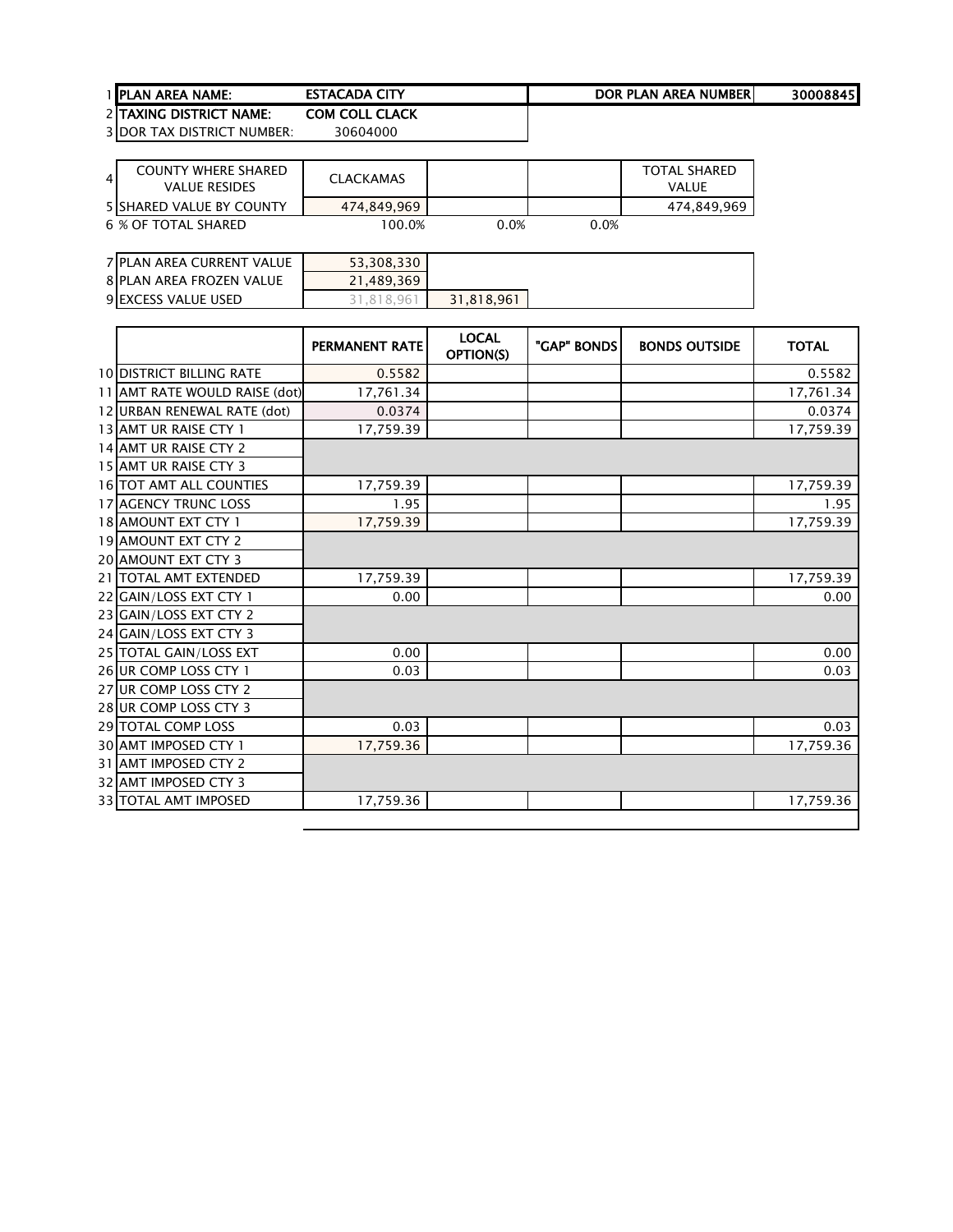| | | | | | |
|---|---|---|---|---|---|
| 1 | PLAN AREA NAME: | ESTACADA CITY | | DOR PLAN AREA NUMBER | 30008845 |
| 2 | TAXING DISTRICT NAME: | COM COLL CLACK | | | |
| 3 | DOR TAX DISTRICT NUMBER: | 30604000 | | | |

| | | | | | |
|---|---|---|---|---|---|
| 4 | COUNTY WHERE SHARED VALUE RESIDES | CLACKAMAS | | | TOTAL SHARED VALUE |
| 5 | SHARED VALUE BY COUNTY | 474,849,969 | | | 474,849,969 |
| 6 | % OF TOTAL SHARED | 100.0% | 0.0% | 0.0% | |

| | | | |
|---|---|---|---|
| 7 | PLAN AREA CURRENT VALUE | 53,308,330 | |
| 8 | PLAN AREA FROZEN VALUE | 21,489,369 | |
| 9 | EXCESS VALUE USED | 31,818,961 | 31,818,961 |

| | | PERMANENT RATE | LOCAL OPTION(S) | "GAP" BONDS | BONDS OUTSIDE | TOTAL |
|---|---|---|---|---|---|---|
| 10 | DISTRICT BILLING RATE | 0.5582 | | | | 0.5582 |
| 11 | AMT RATE WOULD RAISE (dot) | 17,761.34 | | | | 17,761.34 |
| 12 | URBAN RENEWAL RATE (dot) | 0.0374 | | | | 0.0374 |
| 13 | AMT UR RAISE CTY 1 | 17,759.39 | | | | 17,759.39 |
| 14 | AMT UR RAISE CTY 2 | | | | | |
| 15 | AMT UR RAISE CTY 3 | | | | | |
| 16 | TOT AMT ALL COUNTIES | 17,759.39 | | | | 17,759.39 |
| 17 | AGENCY TRUNC LOSS | 1.95 | | | | 1.95 |
| 18 | AMOUNT EXT CTY 1 | 17,759.39 | | | | 17,759.39 |
| 19 | AMOUNT EXT CTY 2 | | | | | |
| 20 | AMOUNT EXT CTY 3 | | | | | |
| 21 | TOTAL AMT EXTENDED | 17,759.39 | | | | 17,759.39 |
| 22 | GAIN/LOSS EXT CTY 1 | 0.00 | | | | 0.00 |
| 23 | GAIN/LOSS EXT CTY 2 | | | | | |
| 24 | GAIN/LOSS EXT CTY 3 | | | | | |
| 25 | TOTAL GAIN/LOSS EXT | 0.00 | | | | 0.00 |
| 26 | UR COMP LOSS CTY 1 | 0.03 | | | | 0.03 |
| 27 | UR COMP LOSS CTY 2 | | | | | |
| 28 | UR COMP LOSS CTY 3 | | | | | |
| 29 | TOTAL COMP LOSS | 0.03 | | | | 0.03 |
| 30 | AMT IMPOSED CTY 1 | 17,759.36 | | | | 17,759.36 |
| 31 | AMT IMPOSED CTY 2 | | | | | |
| 32 | AMT IMPOSED CTY 3 | | | | | |
| 33 | TOTAL AMT IMPOSED | 17,759.36 | | | | 17,759.36 |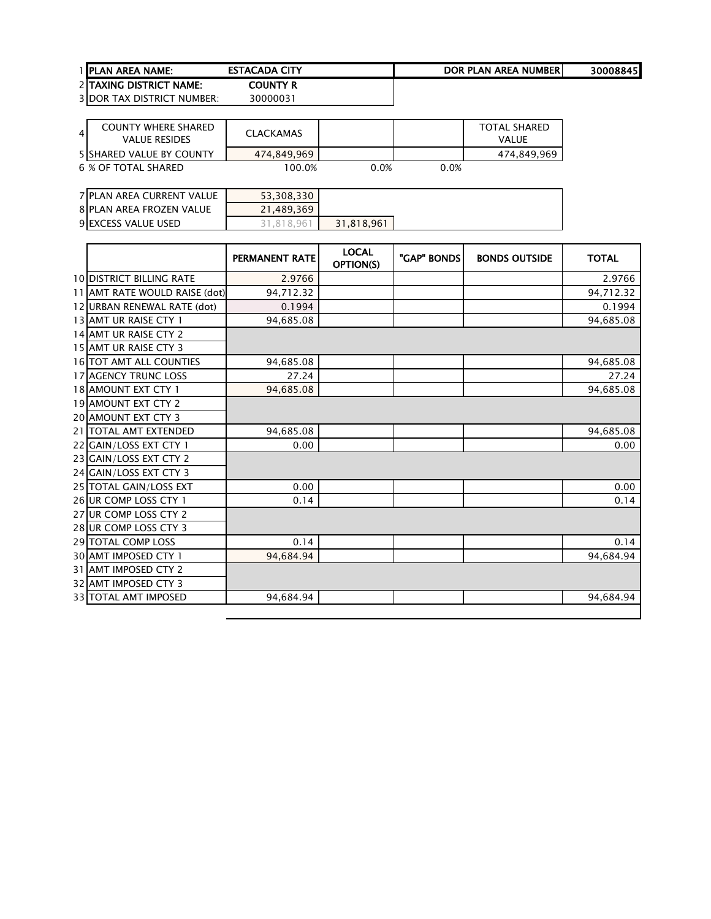| | | | | | |
|---|---|---|---|---|---|
| 1 | PLAN AREA NAME: | ESTACADA CITY | | DOR PLAN AREA NUMBER | 30008845 |
| 2 | TAXING DISTRICT NAME: | COUNTY R | | | |
| 3 | DOR TAX DISTRICT NUMBER: | 30000031 | | | |

| | | | | | |
|---|---|---|---|---|---|
| 4 | COUNTY WHERE SHARED VALUE RESIDES | CLACKAMAS | | | TOTAL SHARED VALUE |
| 5 | SHARED VALUE BY COUNTY | 474,849,969 | | | 474,849,969 |
| 6 | % OF TOTAL SHARED | 100.0% | 0.0% | 0.0% | |

| | | | |
|---|---|---|---|
| 7 | PLAN AREA CURRENT VALUE | 53,308,330 | |
| 8 | PLAN AREA FROZEN VALUE | 21,489,369 | |
| 9 | EXCESS VALUE USED | 31,818,961 | 31,818,961 |

| | | PERMANENT RATE | LOCAL OPTION(S) | "GAP" BONDS | BONDS OUTSIDE | TOTAL |
|---|---|---|---|---|---|---|
| 10 | DISTRICT BILLING RATE | 2.9766 | | | | 2.9766 |
| 11 | AMT RATE WOULD RAISE (dot) | 94,712.32 | | | | 94,712.32 |
| 12 | URBAN RENEWAL RATE (dot) | 0.1994 | | | | 0.1994 |
| 13 | AMT UR RAISE CTY 1 | 94,685.08 | | | | 94,685.08 |
| 14 | AMT UR RAISE CTY 2 | | | | | |
| 15 | AMT UR RAISE CTY 3 | | | | | |
| 16 | TOT AMT ALL COUNTIES | 94,685.08 | | | | 94,685.08 |
| 17 | AGENCY TRUNC LOSS | 27.24 | | | | 27.24 |
| 18 | AMOUNT EXT CTY 1 | 94,685.08 | | | | 94,685.08 |
| 19 | AMOUNT EXT CTY 2 | | | | | |
| 20 | AMOUNT EXT CTY 3 | | | | | |
| 21 | TOTAL AMT EXTENDED | 94,685.08 | | | | 94,685.08 |
| 22 | GAIN/LOSS EXT CTY 1 | 0.00 | | | | 0.00 |
| 23 | GAIN/LOSS EXT CTY 2 | | | | | |
| 24 | GAIN/LOSS EXT CTY 3 | | | | | |
| 25 | TOTAL GAIN/LOSS EXT | 0.00 | | | | 0.00 |
| 26 | UR COMP LOSS CTY 1 | 0.14 | | | | 0.14 |
| 27 | UR COMP LOSS CTY 2 | | | | | |
| 28 | UR COMP LOSS CTY 3 | | | | | |
| 29 | TOTAL COMP LOSS | 0.14 | | | | 0.14 |
| 30 | AMT IMPOSED CTY 1 | 94,684.94 | | | | 94,684.94 |
| 31 | AMT IMPOSED CTY 2 | | | | | |
| 32 | AMT IMPOSED CTY 3 | | | | | |
| 33 | TOTAL AMT IMPOSED | 94,684.94 | | | | 94,684.94 |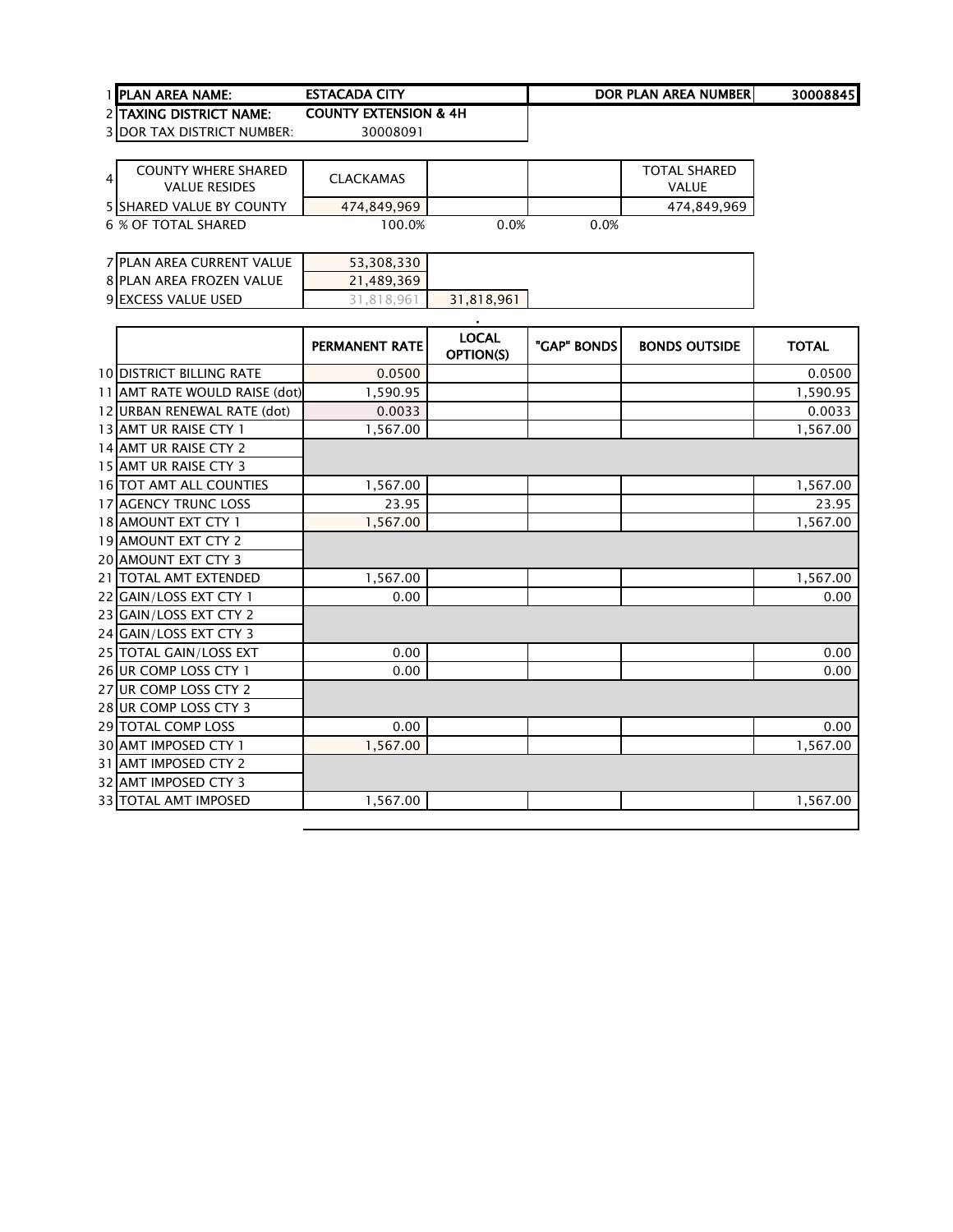| | | | | | | |
|---|---|---|---|---|---|---|
| 1 | **PLAN AREA NAME:** | **ESTACADA CITY** | | | **DOR PLAN AREA NUMBER** | **30008845** |
| 2 | **TAXING DISTRICT NAME:** | **COUNTY EXTENSION & 4H** | | | | |
| 3 | DOR TAX DISTRICT NUMBER: | 30008091 | | | | |

| | | | | | |
|---|---|---|---|---|---|
| 4 | COUNTY WHERE SHARED VALUE RESIDES | CLACKAMAS | | | TOTAL SHARED VALUE |
| 5 | SHARED VALUE BY COUNTY | 474,849,969 | | | 474,849,969 |
| 6 | % OF TOTAL SHARED | 100.0% | 0.0% | 0.0% | |

| | | | |
|---|---|---|---|
| 7 | PLAN AREA CURRENT VALUE | 53,308,330 | |
| 8 | PLAN AREA FROZEN VALUE | 21,489,369 | |
| 9 | EXCESS VALUE USED | 31,818,961 | 31,818,961 |

| | | PERMANENT RATE | LOCAL OPTION(S) | "GAP" BONDS | BONDS OUTSIDE | TOTAL |
|---|---|---|---|---|---|---|
| 10 | DISTRICT BILLING RATE | 0.0500 | | | | 0.0500 |
| 11 | AMT RATE WOULD RAISE (dot) | 1,590.95 | | | | 1,590.95 |
| 12 | URBAN RENEWAL RATE (dot) | 0.0033 | | | | 0.0033 |
| 13 | AMT UR RAISE CTY 1 | 1,567.00 | | | | 1,567.00 |
| 14 | AMT UR RAISE CTY 2 | | | | | |
| 15 | AMT UR RAISE CTY 3 | | | | | |
| 16 | TOT AMT ALL COUNTIES | 1,567.00 | | | | 1,567.00 |
| 17 | AGENCY TRUNC LOSS | 23.95 | | | | 23.95 |
| 18 | AMOUNT EXT CTY 1 | 1,567.00 | | | | 1,567.00 |
| 19 | AMOUNT EXT CTY 2 | | | | | |
| 20 | AMOUNT EXT CTY 3 | | | | | |
| 21 | TOTAL AMT EXTENDED | 1,567.00 | | | | 1,567.00 |
| 22 | GAIN/LOSS EXT CTY 1 | 0.00 | | | | 0.00 |
| 23 | GAIN/LOSS EXT CTY 2 | | | | | |
| 24 | GAIN/LOSS EXT CTY 3 | | | | | |
| 25 | TOTAL GAIN/LOSS EXT | 0.00 | | | | 0.00 |
| 26 | UR COMP LOSS CTY 1 | 0.00 | | | | 0.00 |
| 27 | UR COMP LOSS CTY 2 | | | | | |
| 28 | UR COMP LOSS CTY 3 | | | | | |
| 29 | TOTAL COMP LOSS | 0.00 | | | | 0.00 |
| 30 | AMT IMPOSED CTY 1 | 1,567.00 | | | | 1,567.00 |
| 31 | AMT IMPOSED CTY 2 | | | | | |
| 32 | AMT IMPOSED CTY 3 | | | | | |
| 33 | TOTAL AMT IMPOSED | 1,567.00 | | | | 1,567.00 |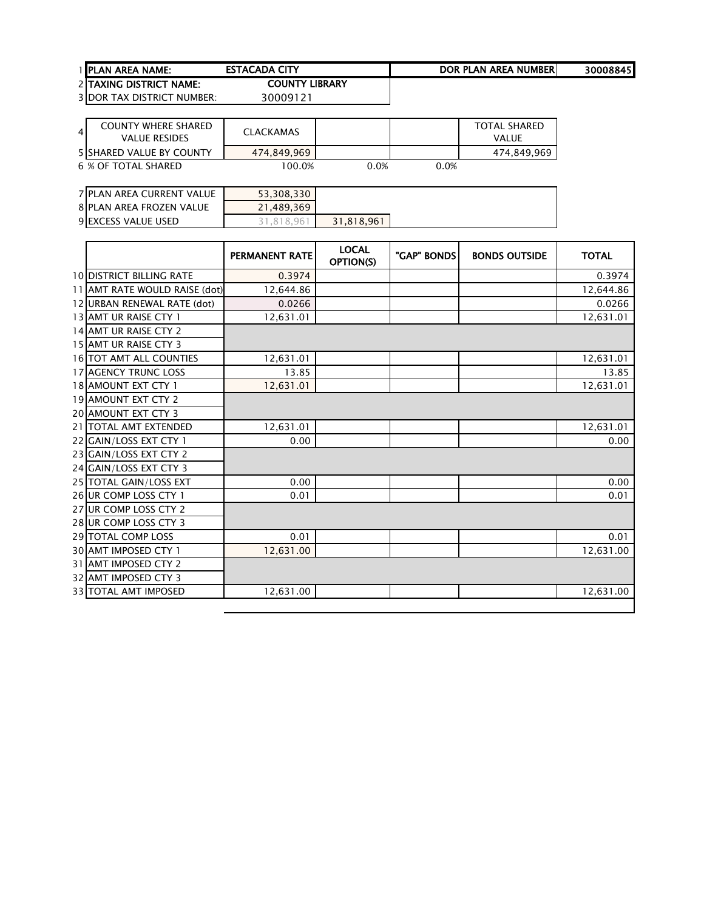| | | | | | |
|---|---|---|---|---|---|
| 1 | PLAN AREA NAME: | ESTACADA CITY | | DOR PLAN AREA NUMBER | 30008845 |
| 2 | TAXING DISTRICT NAME: | COUNTY LIBRARY | | | |
| 3 | DOR TAX DISTRICT NUMBER: | 30009121 | | | |

| | | | | | |
|---|---|---|---|---|---|
| 4 | COUNTY WHERE SHARED VALUE RESIDES | CLACKAMAS | | | TOTAL SHARED VALUE |
| 5 | SHARED VALUE BY COUNTY | 474,849,969 | | | 474,849,969 |
| 6 | % OF TOTAL SHARED | 100.0% | 0.0% | 0.0% | |

| | | | |
|---|---|---|---|
| 7 | PLAN AREA CURRENT VALUE | 53,308,330 | |
| 8 | PLAN AREA FROZEN VALUE | 21,489,369 | |
| 9 | EXCESS VALUE USED | 31,818,961 | 31,818,961 |

| | | PERMANENT RATE | LOCAL OPTION(S) | "GAP" BONDS | BONDS OUTSIDE | TOTAL |
|---|---|---|---|---|---|---|
| 10 | DISTRICT BILLING RATE | 0.3974 | | | | 0.3974 |
| 11 | AMT RATE WOULD RAISE (dot) | 12,644.86 | | | | 12,644.86 |
| 12 | URBAN RENEWAL RATE (dot) | 0.0266 | | | | 0.0266 |
| 13 | AMT UR RAISE CTY 1 | 12,631.01 | | | | 12,631.01 |
| 14 | AMT UR RAISE CTY 2 | | | | | |
| 15 | AMT UR RAISE CTY 3 | | | | | |
| 16 | TOT AMT ALL COUNTIES | 12,631.01 | | | | 12,631.01 |
| 17 | AGENCY TRUNC LOSS | 13.85 | | | | 13.85 |
| 18 | AMOUNT EXT CTY 1 | 12,631.01 | | | | 12,631.01 |
| 19 | AMOUNT EXT CTY 2 | | | | | |
| 20 | AMOUNT EXT CTY 3 | | | | | |
| 21 | TOTAL AMT EXTENDED | 12,631.01 | | | | 12,631.01 |
| 22 | GAIN/LOSS EXT CTY 1 | 0.00 | | | | 0.00 |
| 23 | GAIN/LOSS EXT CTY 2 | | | | | |
| 24 | GAIN/LOSS EXT CTY 3 | | | | | |
| 25 | TOTAL GAIN/LOSS EXT | 0.00 | | | | 0.00 |
| 26 | UR COMP LOSS CTY 1 | 0.01 | | | | 0.01 |
| 27 | UR COMP LOSS CTY 2 | | | | | |
| 28 | UR COMP LOSS CTY 3 | | | | | |
| 29 | TOTAL COMP LOSS | 0.01 | | | | 0.01 |
| 30 | AMT IMPOSED CTY 1 | 12,631.00 | | | | 12,631.00 |
| 31 | AMT IMPOSED CTY 2 | | | | | |
| 32 | AMT IMPOSED CTY 3 | | | | | |
| 33 | TOTAL AMT IMPOSED | 12,631.00 | | | | 12,631.00 |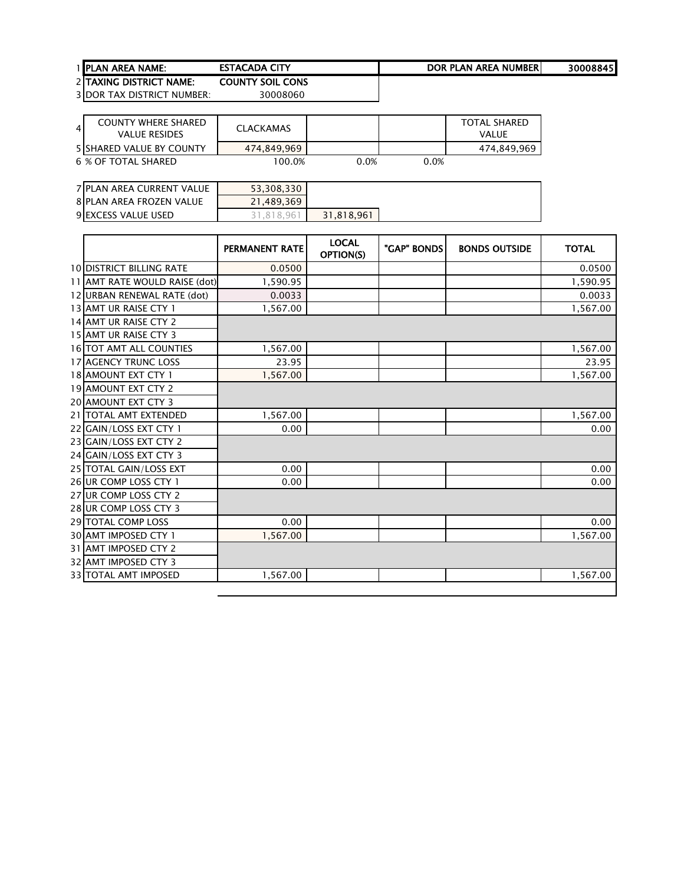| | | | | | |
|---|---|---|---|---|---|
| 1 | **PLAN AREA NAME:** | **ESTACADA CITY** | | **DOR PLAN AREA NUMBER** | **30008845** |
| 2 | **TAXING DISTRICT NAME:** | **COUNTY SOIL CONS** | | | |
| 3 | DOR TAX DISTRICT NUMBER: | 30008060 | | | |

| | | | | | |
|---|---|---|---|---|---|
| 4 | COUNTY WHERE SHARED VALUE RESIDES | CLACKAMAS | | | TOTAL SHARED VALUE |
| 5 | SHARED VALUE BY COUNTY | 474,849,969 | | | 474,849,969 |
| 6 | % OF TOTAL SHARED | 100.0% | 0.0% | 0.0% | |

| | | | |
|---|---|---|---|
| 7 | PLAN AREA CURRENT VALUE | 53,308,330 | |
| 8 | PLAN AREA FROZEN VALUE | 21,489,369 | |
| 9 | EXCESS VALUE USED | 31,818,961 | 31,818,961 |

| | | PERMANENT RATE | LOCAL OPTION(S) | "GAP" BONDS | BONDS OUTSIDE | TOTAL |
|---|---|---|---|---|---|---|
| 10 | DISTRICT BILLING RATE | 0.0500 | | | | 0.0500 |
| 11 | AMT RATE WOULD RAISE (dot) | 1,590.95 | | | | 1,590.95 |
| 12 | URBAN RENEWAL RATE (dot) | 0.0033 | | | | 0.0033 |
| 13 | AMT UR RAISE CTY 1 | 1,567.00 | | | | 1,567.00 |
| 14 | AMT UR RAISE CTY 2 | | | | | |
| 15 | AMT UR RAISE CTY 3 | | | | | |
| 16 | TOT AMT ALL COUNTIES | 1,567.00 | | | | 1,567.00 |
| 17 | AGENCY TRUNC LOSS | 23.95 | | | | 23.95 |
| 18 | AMOUNT EXT CTY 1 | 1,567.00 | | | | 1,567.00 |
| 19 | AMOUNT EXT CTY 2 | | | | | |
| 20 | AMOUNT EXT CTY 3 | | | | | |
| 21 | TOTAL AMT EXTENDED | 1,567.00 | | | | 1,567.00 |
| 22 | GAIN/LOSS EXT CTY 1 | 0.00 | | | | 0.00 |
| 23 | GAIN/LOSS EXT CTY 2 | | | | | |
| 24 | GAIN/LOSS EXT CTY 3 | | | | | |
| 25 | TOTAL GAIN/LOSS EXT | 0.00 | | | | 0.00 |
| 26 | UR COMP LOSS CTY 1 | 0.00 | | | | 0.00 |
| 27 | UR COMP LOSS CTY 2 | | | | | |
| 28 | UR COMP LOSS CTY 3 | | | | | |
| 29 | TOTAL COMP LOSS | 0.00 | | | | 0.00 |
| 30 | AMT IMPOSED CTY 1 | 1,567.00 | | | | 1,567.00 |
| 31 | AMT IMPOSED CTY 2 | | | | | |
| 32 | AMT IMPOSED CTY 3 | | | | | |
| 33 | TOTAL AMT IMPOSED | 1,567.00 | | | | 1,567.00 |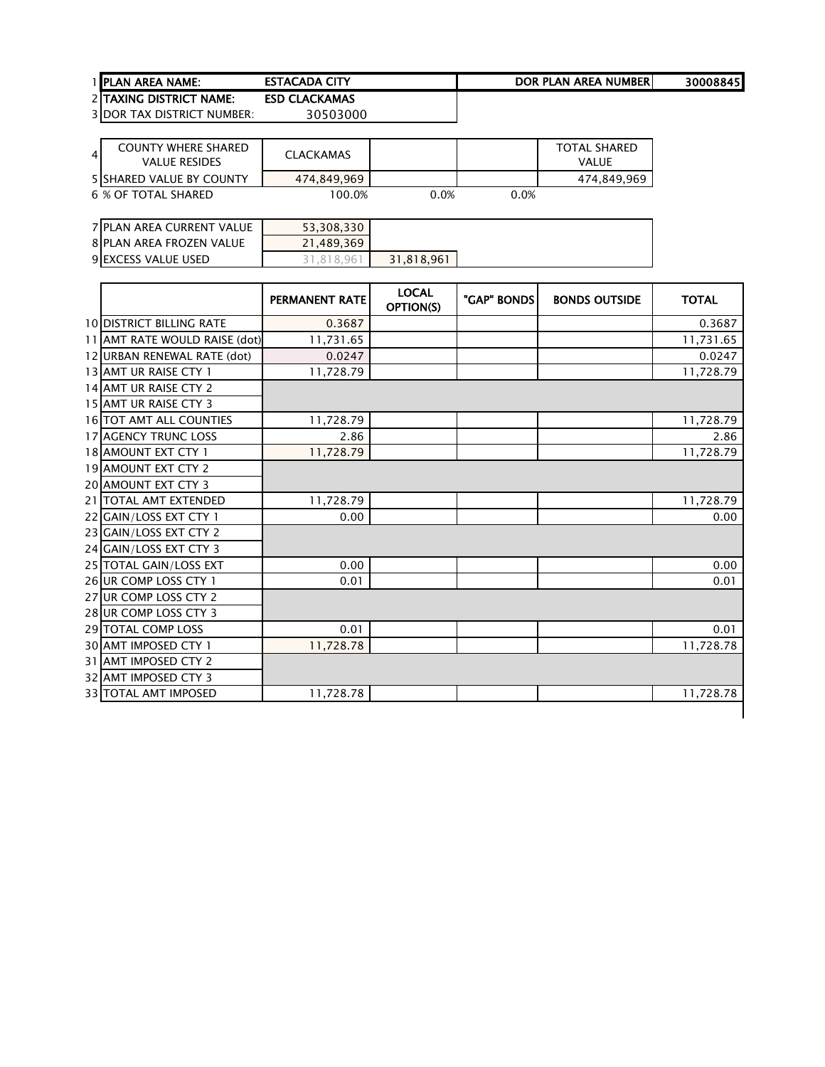| | | | | | |
|---|---|---|---|---|---|
| 1 | PLAN AREA NAME: | ESTACADA CITY | | DOR PLAN AREA NUMBER | 30008845 |
| 2 | TAXING DISTRICT NAME: | ESD CLACKAMAS | | | |
| 3 | DOR TAX DISTRICT NUMBER: | 30503000 | | | |

| | | | | | |
|---|---|---|---|---|---|
| 4 | COUNTY WHERE SHARED VALUE RESIDES | CLACKAMAS | | | TOTAL SHARED VALUE |
| 5 | SHARED VALUE BY COUNTY | 474,849,969 | | | 474,849,969 |
| 6 | % OF TOTAL SHARED | 100.0% | 0.0% | 0.0% | |

| | | | |
|---|---|---|---|
| 7 | PLAN AREA CURRENT VALUE | 53,308,330 | |
| 8 | PLAN AREA FROZEN VALUE | 21,489,369 | |
| 9 | EXCESS VALUE USED | 31,818,961 | 31,818,961 |

| | | PERMANENT RATE | LOCAL OPTION(S) | "GAP" BONDS | BONDS OUTSIDE | TOTAL |
|---|---|---|---|---|---|---|
| 10 | DISTRICT BILLING RATE | 0.3687 | | | | 0.3687 |
| 11 | AMT RATE WOULD RAISE (dot) | 11,731.65 | | | | 11,731.65 |
| 12 | URBAN RENEWAL RATE (dot) | 0.0247 | | | | 0.0247 |
| 13 | AMT UR RAISE CTY 1 | 11,728.79 | | | | 11,728.79 |
| 14 | AMT UR RAISE CTY 2 | | | | | |
| 15 | AMT UR RAISE CTY 3 | | | | | |
| 16 | TOT AMT ALL COUNTIES | 11,728.79 | | | | 11,728.79 |
| 17 | AGENCY TRUNC LOSS | 2.86 | | | | 2.86 |
| 18 | AMOUNT EXT CTY 1 | 11,728.79 | | | | 11,728.79 |
| 19 | AMOUNT EXT CTY 2 | | | | | |
| 20 | AMOUNT EXT CTY 3 | | | | | |
| 21 | TOTAL AMT EXTENDED | 11,728.79 | | | | 11,728.79 |
| 22 | GAIN/LOSS EXT CTY 1 | 0.00 | | | | 0.00 |
| 23 | GAIN/LOSS EXT CTY 2 | | | | | |
| 24 | GAIN/LOSS EXT CTY 3 | | | | | |
| 25 | TOTAL GAIN/LOSS EXT | 0.00 | | | | 0.00 |
| 26 | UR COMP LOSS CTY 1 | 0.01 | | | | 0.01 |
| 27 | UR COMP LOSS CTY 2 | | | | | |
| 28 | UR COMP LOSS CTY 3 | | | | | |
| 29 | TOTAL COMP LOSS | 0.01 | | | | 0.01 |
| 30 | AMT IMPOSED CTY 1 | 11,728.78 | | | | 11,728.78 |
| 31 | AMT IMPOSED CTY 2 | | | | | |
| 32 | AMT IMPOSED CTY 3 | | | | | |
| 33 | TOTAL AMT IMPOSED | 11,728.78 | | | | 11,728.78 |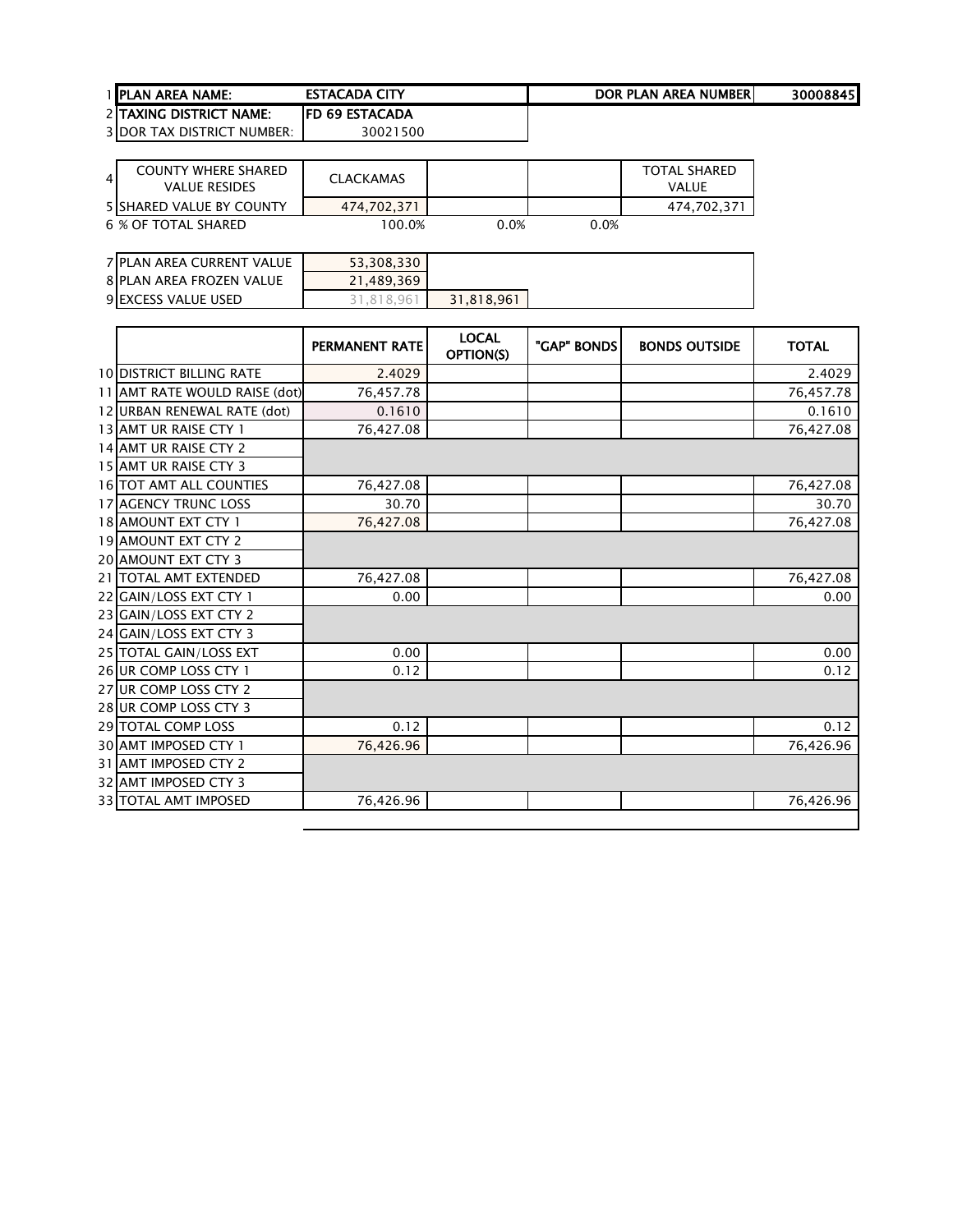| 1 | PLAN AREA NAME: | ESTACADA CITY | | | DOR PLAN AREA NUMBER | 30008845 |
|---|---|---|---|---|---|---|
| 2 | TAXING DISTRICT NAME: | FD 69 ESTACADA | | | | |
| 3 | DOR TAX DISTRICT NUMBER: | 30021500 | | | | |

| 4 | COUNTY WHERE SHARED VALUE RESIDES | CLACKAMAS | | | TOTAL SHARED VALUE |
|---|---|---|---|---|---|
| 5 | SHARED VALUE BY COUNTY | 474,702,371 | | | 474,702,371 |
| 6 | % OF TOTAL SHARED | 100.0% | 0.0% | 0.0% | |

| 7 | PLAN AREA CURRENT VALUE | 53,308,330 | |
|---|---|---|---|
| 8 | PLAN AREA FROZEN VALUE | 21,489,369 | |
| 9 | EXCESS VALUE USED | 31,818,961 | 31,818,961 |

| | | PERMANENT RATE | LOCAL OPTION(S) | "GAP" BONDS | BONDS OUTSIDE | TOTAL |
|---|---|---|---|---|---|---|
| 10 | DISTRICT BILLING RATE | 2.4029 | | | | 2.4029 |
| 11 | AMT RATE WOULD RAISE (dot) | 76,457.78 | | | | 76,457.78 |
| 12 | URBAN RENEWAL RATE (dot) | 0.1610 | | | | 0.1610 |
| 13 | AMT UR RAISE CTY 1 | 76,427.08 | | | | 76,427.08 |
| 14 | AMT UR RAISE CTY 2 | | | | | |
| 15 | AMT UR RAISE CTY 3 | | | | | |
| 16 | TOT AMT ALL COUNTIES | 76,427.08 | | | | 76,427.08 |
| 17 | AGENCY TRUNC LOSS | 30.70 | | | | 30.70 |
| 18 | AMOUNT EXT CTY 1 | 76,427.08 | | | | 76,427.08 |
| 19 | AMOUNT EXT CTY 2 | | | | | |
| 20 | AMOUNT EXT CTY 3 | | | | | |
| 21 | TOTAL AMT EXTENDED | 76,427.08 | | | | 76,427.08 |
| 22 | GAIN/LOSS EXT CTY 1 | 0.00 | | | | 0.00 |
| 23 | GAIN/LOSS EXT CTY 2 | | | | | |
| 24 | GAIN/LOSS EXT CTY 3 | | | | | |
| 25 | TOTAL GAIN/LOSS EXT | 0.00 | | | | 0.00 |
| 26 | UR COMP LOSS CTY 1 | 0.12 | | | | 0.12 |
| 27 | UR COMP LOSS CTY 2 | | | | | |
| 28 | UR COMP LOSS CTY 3 | | | | | |
| 29 | TOTAL COMP LOSS | 0.12 | | | | 0.12 |
| 30 | AMT IMPOSED CTY 1 | 76,426.96 | | | | 76,426.96 |
| 31 | AMT IMPOSED CTY 2 | | | | | |
| 32 | AMT IMPOSED CTY 3 | | | | | |
| 33 | TOTAL AMT IMPOSED | 76,426.96 | | | | 76,426.96 |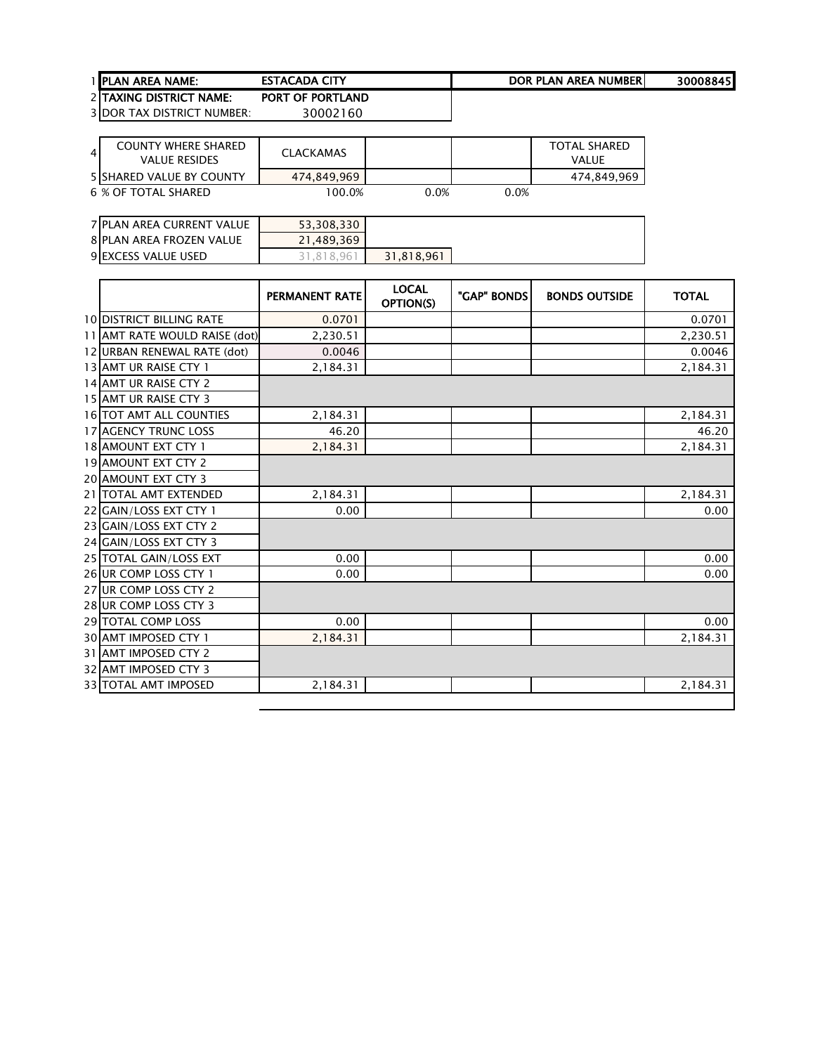| | | | | | |
|---|---|---|---|---|---|
| 1 | PLAN AREA NAME: | ESTACADA CITY | | DOR PLAN AREA NUMBER | 30008845 |
| 2 | TAXING DISTRICT NAME: | PORT OF PORTLAND | | | |
| 3 | DOR TAX DISTRICT NUMBER: | 30002160 | | | |

| | | | | | |
|---|---|---|---|---|---|
| 4 | COUNTY WHERE SHARED VALUE RESIDES | CLACKAMAS | | | TOTAL SHARED VALUE |
| 5 | SHARED VALUE BY COUNTY | 474,849,969 | | | 474,849,969 |
| 6 | % OF TOTAL SHARED | 100.0% | 0.0% | 0.0% | |

| | | | |
|---|---|---|---|
| 7 | PLAN AREA CURRENT VALUE | 53,308,330 | |
| 8 | PLAN AREA FROZEN VALUE | 21,489,369 | |
| 9 | EXCESS VALUE USED | 31,818,961 | 31,818,961 |

| | | PERMANENT RATE | LOCAL OPTION(S) | "GAP" BONDS | BONDS OUTSIDE | TOTAL |
|---|---|---|---|---|---|---|
| 10 | DISTRICT BILLING RATE | 0.0701 | | | | 0.0701 |
| 11 | AMT RATE WOULD RAISE (dot) | 2,230.51 | | | | 2,230.51 |
| 12 | URBAN RENEWAL RATE (dot) | 0.0046 | | | | 0.0046 |
| 13 | AMT UR RAISE CTY 1 | 2,184.31 | | | | 2,184.31 |
| 14 | AMT UR RAISE CTY 2 | | | | | |
| 15 | AMT UR RAISE CTY 3 | | | | | |
| 16 | TOT AMT ALL COUNTIES | 2,184.31 | | | | 2,184.31 |
| 17 | AGENCY TRUNC LOSS | 46.20 | | | | 46.20 |
| 18 | AMOUNT EXT CTY 1 | 2,184.31 | | | | 2,184.31 |
| 19 | AMOUNT EXT CTY 2 | | | | | |
| 20 | AMOUNT EXT CTY 3 | | | | | |
| 21 | TOTAL AMT EXTENDED | 2,184.31 | | | | 2,184.31 |
| 22 | GAIN/LOSS EXT CTY 1 | 0.00 | | | | 0.00 |
| 23 | GAIN/LOSS EXT CTY 2 | | | | | |
| 24 | GAIN/LOSS EXT CTY 3 | | | | | |
| 25 | TOTAL GAIN/LOSS EXT | 0.00 | | | | 0.00 |
| 26 | UR COMP LOSS CTY 1 | 0.00 | | | | 0.00 |
| 27 | UR COMP LOSS CTY 2 | | | | | |
| 28 | UR COMP LOSS CTY 3 | | | | | |
| 29 | TOTAL COMP LOSS | 0.00 | | | | 0.00 |
| 30 | AMT IMPOSED CTY 1 | 2,184.31 | | | | 2,184.31 |
| 31 | AMT IMPOSED CTY 2 | | | | | |
| 32 | AMT IMPOSED CTY 3 | | | | | |
| 33 | TOTAL AMT IMPOSED | 2,184.31 | | | | 2,184.31 |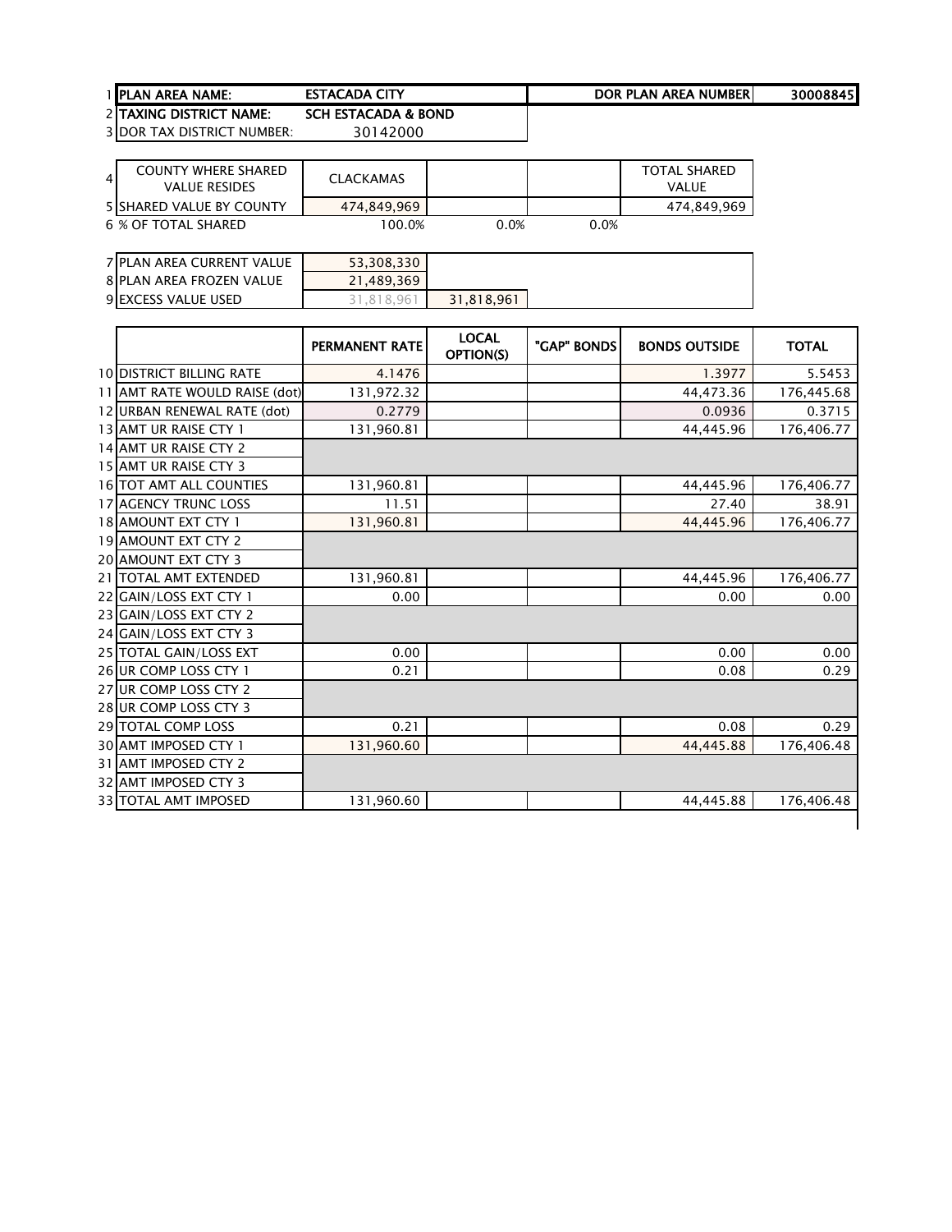| 1 | PLAN AREA NAME: | ESTACADA CITY | | | DOR PLAN AREA NUMBER | 30008845 |
|---|---|---|---|---|---|---|
| 2 | TAXING DISTRICT NAME: | SCH ESTACADA & BOND | | | | |
| 3 | DOR TAX DISTRICT NUMBER: | 30142000 | | | | |

| 4 | COUNTY WHERE SHARED VALUE RESIDES | CLACKAMAS | | | TOTAL SHARED VALUE |
|---|---|---|---|---|---|
| 5 | SHARED VALUE BY COUNTY | 474,849,969 | | | 474,849,969 |
| 6 | % OF TOTAL SHARED | 100.0% | 0.0% | 0.0% | |

| 7 | PLAN AREA CURRENT VALUE | 53,308,330 | |
|---|---|---|---|
| 8 | PLAN AREA FROZEN VALUE | 21,489,369 | |
| 9 | EXCESS VALUE USED | 31,818,961 | 31,818,961 |

| | | PERMANENT RATE | LOCAL OPTION(S) | "GAP" BONDS | BONDS OUTSIDE | TOTAL |
|---|---|---|---|---|---|---|
| 10 | DISTRICT BILLING RATE | 4.1476 | | | 1.3977 | 5.5453 |
| 11 | AMT RATE WOULD RAISE (dot) | 131,972.32 | | | 44,473.36 | 176,445.68 |
| 12 | URBAN RENEWAL RATE (dot) | 0.2779 | | | 0.0936 | 0.3715 |
| 13 | AMT UR RAISE CTY 1 | 131,960.81 | | | 44,445.96 | 176,406.77 |
| 14 | AMT UR RAISE CTY 2 | | | | | |
| 15 | AMT UR RAISE CTY 3 | | | | | |
| 16 | TOT AMT ALL COUNTIES | 131,960.81 | | | 44,445.96 | 176,406.77 |
| 17 | AGENCY TRUNC LOSS | 11.51 | | | 27.40 | 38.91 |
| 18 | AMOUNT EXT CTY 1 | 131,960.81 | | | 44,445.96 | 176,406.77 |
| 19 | AMOUNT EXT CTY 2 | | | | | |
| 20 | AMOUNT EXT CTY 3 | | | | | |
| 21 | TOTAL AMT EXTENDED | 131,960.81 | | | 44,445.96 | 176,406.77 |
| 22 | GAIN/LOSS EXT CTY 1 | 0.00 | | | 0.00 | 0.00 |
| 23 | GAIN/LOSS EXT CTY 2 | | | | | |
| 24 | GAIN/LOSS EXT CTY 3 | | | | | |
| 25 | TOTAL GAIN/LOSS EXT | 0.00 | | | 0.00 | 0.00 |
| 26 | UR COMP LOSS CTY 1 | 0.21 | | | 0.08 | 0.29 |
| 27 | UR COMP LOSS CTY 2 | | | | | |
| 28 | UR COMP LOSS CTY 3 | | | | | |
| 29 | TOTAL COMP LOSS | 0.21 | | | 0.08 | 0.29 |
| 30 | AMT IMPOSED CTY 1 | 131,960.60 | | | 44,445.88 | 176,406.48 |
| 31 | AMT IMPOSED CTY 2 | | | | | |
| 32 | AMT IMPOSED CTY 3 | | | | | |
| 33 | TOTAL AMT IMPOSED | 131,960.60 | | | 44,445.88 | 176,406.48 |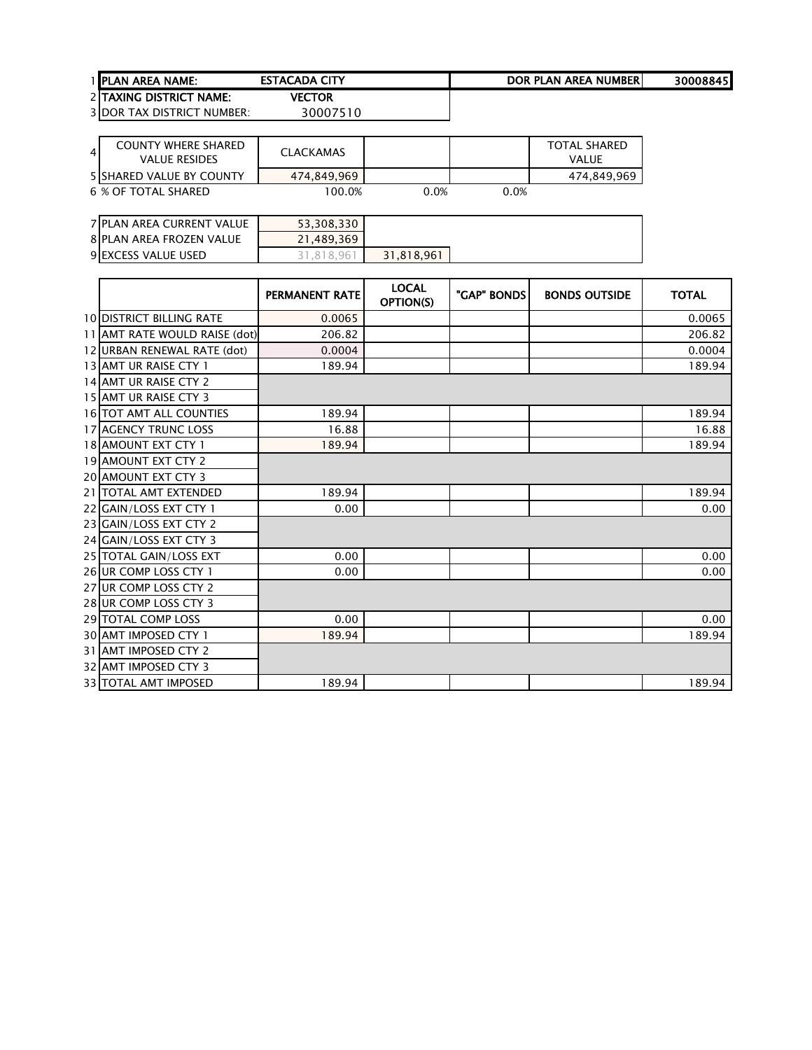| | | | | | |
|---|---|---|---|---|---|
| 1 | PLAN AREA NAME: | ESTACADA CITY | | DOR PLAN AREA NUMBER | 30008845 |
| 2 | TAXING DISTRICT NAME: | VECTOR | | | |
| 3 | DOR TAX DISTRICT NUMBER: | 30007510 | | | |

| | | | | | |
|---|---|---|---|---|---|
| 4 | COUNTY WHERE SHARED VALUE RESIDES | CLACKAMAS | | | TOTAL SHARED VALUE |
| 5 | SHARED VALUE BY COUNTY | 474,849,969 | | | 474,849,969 |
| 6 | % OF TOTAL SHARED | 100.0% | 0.0% | 0.0% | |

| | | | |
|---|---|---|---|
| 7 | PLAN AREA CURRENT VALUE | 53,308,330 | |
| 8 | PLAN AREA FROZEN VALUE | 21,489,369 | |
| 9 | EXCESS VALUE USED | 31,818,961 | 31,818,961 |

| | | PERMANENT RATE | LOCAL OPTION(S) | "GAP" BONDS | BONDS OUTSIDE | TOTAL |
|---|---|---|---|---|---|---|
| 10 | DISTRICT BILLING RATE | 0.0065 | | | | 0.0065 |
| 11 | AMT RATE WOULD RAISE (dot) | 206.82 | | | | 206.82 |
| 12 | URBAN RENEWAL RATE (dot) | 0.0004 | | | | 0.0004 |
| 13 | AMT UR RAISE CTY 1 | 189.94 | | | | 189.94 |
| 14 | AMT UR RAISE CTY 2 | | | | | |
| 15 | AMT UR RAISE CTY 3 | | | | | |
| 16 | TOT AMT ALL COUNTIES | 189.94 | | | | 189.94 |
| 17 | AGENCY TRUNC LOSS | 16.88 | | | | 16.88 |
| 18 | AMOUNT EXT CTY 1 | 189.94 | | | | 189.94 |
| 19 | AMOUNT EXT CTY 2 | | | | | |
| 20 | AMOUNT EXT CTY 3 | | | | | |
| 21 | TOTAL AMT EXTENDED | 189.94 | | | | 189.94 |
| 22 | GAIN/LOSS EXT CTY 1 | 0.00 | | | | 0.00 |
| 23 | GAIN/LOSS EXT CTY 2 | | | | | |
| 24 | GAIN/LOSS EXT CTY 3 | | | | | |
| 25 | TOTAL GAIN/LOSS EXT | 0.00 | | | | 0.00 |
| 26 | UR COMP LOSS CTY 1 | 0.00 | | | | 0.00 |
| 27 | UR COMP LOSS CTY 2 | | | | | |
| 28 | UR COMP LOSS CTY 3 | | | | | |
| 29 | TOTAL COMP LOSS | 0.00 | | | | 0.00 |
| 30 | AMT IMPOSED CTY 1 | 189.94 | | | | 189.94 |
| 31 | AMT IMPOSED CTY 2 | | | | | |
| 32 | AMT IMPOSED CTY 3 | | | | | |
| 33 | TOTAL AMT IMPOSED | 189.94 | | | | 189.94 |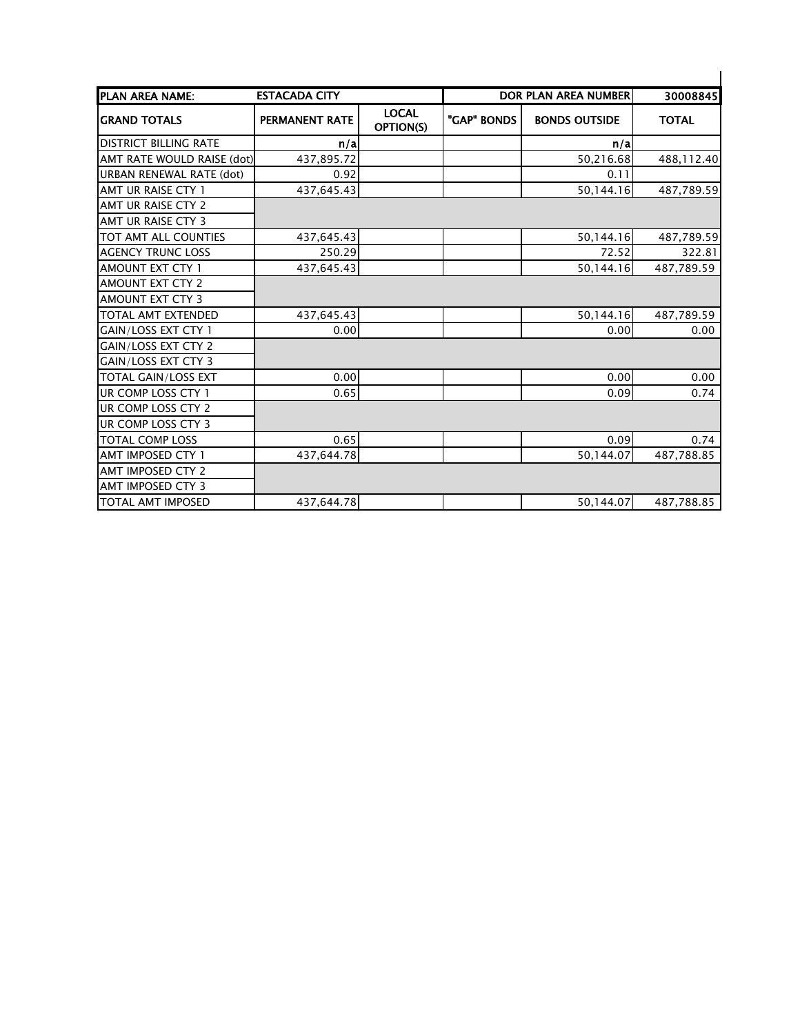| PLAN AREA NAME: | ESTACADA CITY | | DOR PLAN AREA NUMBER | | 30008845 |
|---|---|---|---|---|---|
| GRAND TOTALS | PERMANENT RATE | LOCAL OPTION(S) | "GAP" BONDS | BONDS OUTSIDE | TOTAL |
| DISTRICT BILLING RATE | n/a | | | n/a | |
| AMT RATE WOULD RAISE (dot) | 437,895.72 | | | 50,216.68 | 488,112.40 |
| URBAN RENEWAL RATE (dot) | 0.92 | | | 0.11 | |
| AMT UR RAISE CTY 1 | 437,645.43 | | | 50,144.16 | 487,789.59 |
| AMT UR RAISE CTY 2 | | | | | |
| AMT UR RAISE CTY 3 | | | | | |
| TOT AMT ALL COUNTIES | 437,645.43 | | | 50,144.16 | 487,789.59 |
| AGENCY TRUNC LOSS | 250.29 | | | 72.52 | 322.81 |
| AMOUNT EXT CTY 1 | 437,645.43 | | | 50,144.16 | 487,789.59 |
| AMOUNT EXT CTY 2 | | | | | |
| AMOUNT EXT CTY 3 | | | | | |
| TOTAL AMT EXTENDED | 437,645.43 | | | 50,144.16 | 487,789.59 |
| GAIN/LOSS EXT CTY 1 | 0.00 | | | 0.00 | 0.00 |
| GAIN/LOSS EXT CTY 2 | | | | | |
| GAIN/LOSS EXT CTY 3 | | | | | |
| TOTAL GAIN/LOSS EXT | 0.00 | | | 0.00 | 0.00 |
| UR COMP LOSS CTY 1 | 0.65 | | | 0.09 | 0.74 |
| UR COMP LOSS CTY 2 | | | | | |
| UR COMP LOSS CTY 3 | | | | | |
| TOTAL COMP LOSS | 0.65 | | | 0.09 | 0.74 |
| AMT IMPOSED CTY 1 | 437,644.78 | | | 50,144.07 | 487,788.85 |
| AMT IMPOSED CTY 2 | | | | | |
| AMT IMPOSED CTY 3 | | | | | |
| TOTAL AMT IMPOSED | 437,644.78 | | | 50,144.07 | 487,788.85 |